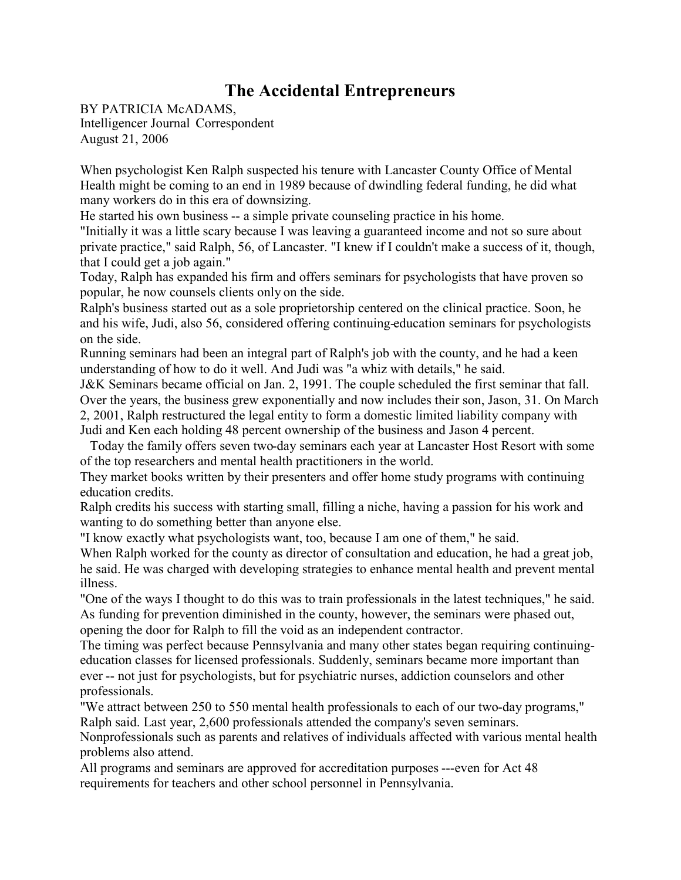# The Accidental Entrepreneurs

BY PATRICIA McADAMS,
Intelligencer Journal Correspondent
August 21, 2006

When psychologist Ken Ralph suspected his tenure with Lancaster County Office of Mental Health might be coming to an end in 1989 because of dwindling federal funding, he did what many workers do in this era of downsizing.

He started his own business -- a simple private counseling practice in his home.

"Initially it was a little scary because I was leaving a guaranteed income and not so sure about private practice," said Ralph, 56, of Lancaster. "I knew if I couldn't make a success of it, though, that I could get a job again."

Today, Ralph has expanded his firm and offers seminars for psychologists that have proven so popular, he now counsels clients only on the side.

Ralph's business started out as a sole proprietorship centered on the clinical practice. Soon, he and his wife, Judi, also 56, considered offering continuing-education seminars for psychologists on the side.

Running seminars had been an integral part of Ralph's job with the county, and he had a keen understanding of how to do it well. And Judi was "a whiz with details," he said.

J&K Seminars became official on Jan. 2, 1991. The couple scheduled the first seminar that fall. Over the years, the business grew exponentially and now includes their son, Jason, 31. On March 2, 2001, Ralph restructured the legal entity to form a domestic limited liability company with Judi and Ken each holding 48 percent ownership of the business and Jason 4 percent.

Today the family offers seven two-day seminars each year at Lancaster Host Resort with some of the top researchers and mental health practitioners in the world.

They market books written by their presenters and offer home study programs with continuing education credits.

Ralph credits his success with starting small, filling a niche, having a passion for his work and wanting to do something better than anyone else.

"I know exactly what psychologists want, too, because I am one of them," he said.

When Ralph worked for the county as director of consultation and education, he had a great job, he said. He was charged with developing strategies to enhance mental health and prevent mental illness.

"One of the ways I thought to do this was to train professionals in the latest techniques," he said.

As funding for prevention diminished in the county, however, the seminars were phased out, opening the door for Ralph to fill the void as an independent contractor.

The timing was perfect because Pennsylvania and many other states began requiring continuing-education classes for licensed professionals. Suddenly, seminars became more important than ever -- not just for psychologists, but for psychiatric nurses, addiction counselors and other professionals.

"We attract between 250 to 550 mental health professionals to each of our two-day programs," Ralph said. Last year, 2,600 professionals attended the company's seven seminars.

Nonprofessionals such as parents and relatives of individuals affected with various mental health problems also attend.

All programs and seminars are approved for accreditation purposes ---even for Act 48 requirements for teachers and other school personnel in Pennsylvania.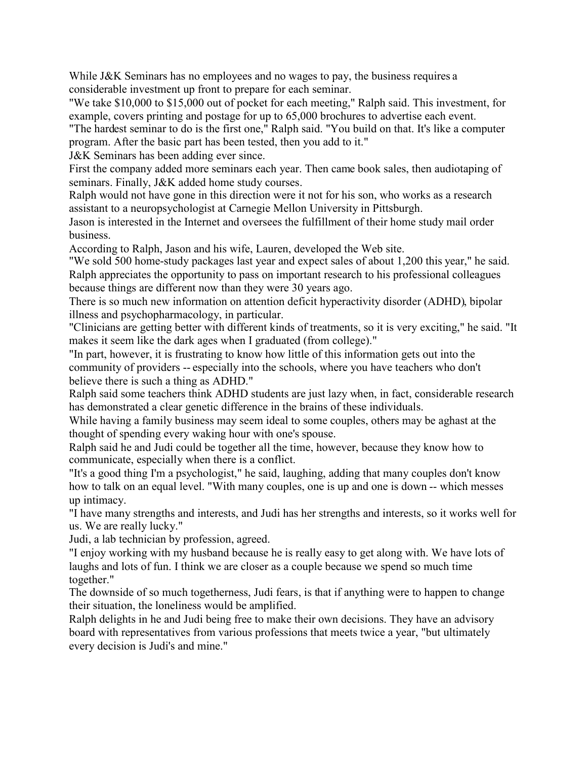While J&K Seminars has no employees and no wages to pay, the business requires a considerable investment up front to prepare for each seminar.

"We take $10,000 to $15,000 out of pocket for each meeting," Ralph said. This investment, for example, covers printing and postage for up to 65,000 brochures to advertise each event.

"The hardest seminar to do is the first one," Ralph said. "You build on that. It's like a computer program. After the basic part has been tested, then you add to it."

J&K Seminars has been adding ever since.

First the company added more seminars each year. Then came book sales, then audiotaping of seminars. Finally, J&K added home study courses.

Ralph would not have gone in this direction were it not for his son, who works as a research assistant to a neuropsychologist at Carnegie Mellon University in Pittsburgh.

Jason is interested in the Internet and oversees the fulfillment of their home study mail order business.

According to Ralph, Jason and his wife, Lauren, developed the Web site.

"We sold 500 home-study packages last year and expect sales of about 1,200 this year," he said.

Ralph appreciates the opportunity to pass on important research to his professional colleagues because things are different now than they were 30 years ago.

There is so much new information on attention deficit hyperactivity disorder (ADHD), bipolar illness and psychopharmacology, in particular.

"Clinicians are getting better with different kinds of treatments, so it is very exciting," he said. "It makes it seem like the dark ages when I graduated (from college)."

"In part, however, it is frustrating to know how little of this information gets out into the community of providers -- especially into the schools, where you have teachers who don't believe there is such a thing as ADHD."

Ralph said some teachers think ADHD students are just lazy when, in fact, considerable research has demonstrated a clear genetic difference in the brains of these individuals.

While having a family business may seem ideal to some couples, others may be aghast at the thought of spending every waking hour with one's spouse.

Ralph said he and Judi could be together all the time, however, because they know how to communicate, especially when there is a conflict.

"It's a good thing I'm a psychologist," he said, laughing, adding that many couples don't know how to talk on an equal level. "With many couples, one is up and one is down -- which messes up intimacy.

"I have many strengths and interests, and Judi has her strengths and interests, so it works well for us. We are really lucky."

Judi, a lab technician by profession, agreed.

"I enjoy working with my husband because he is really easy to get along with. We have lots of laughs and lots of fun. I think we are closer as a couple because we spend so much time together."

The downside of so much togetherness, Judi fears, is that if anything were to happen to change their situation, the loneliness would be amplified.

Ralph delights in he and Judi being free to make their own decisions. They have an advisory board with representatives from various professions that meets twice a year, "but ultimately every decision is Judi's and mine."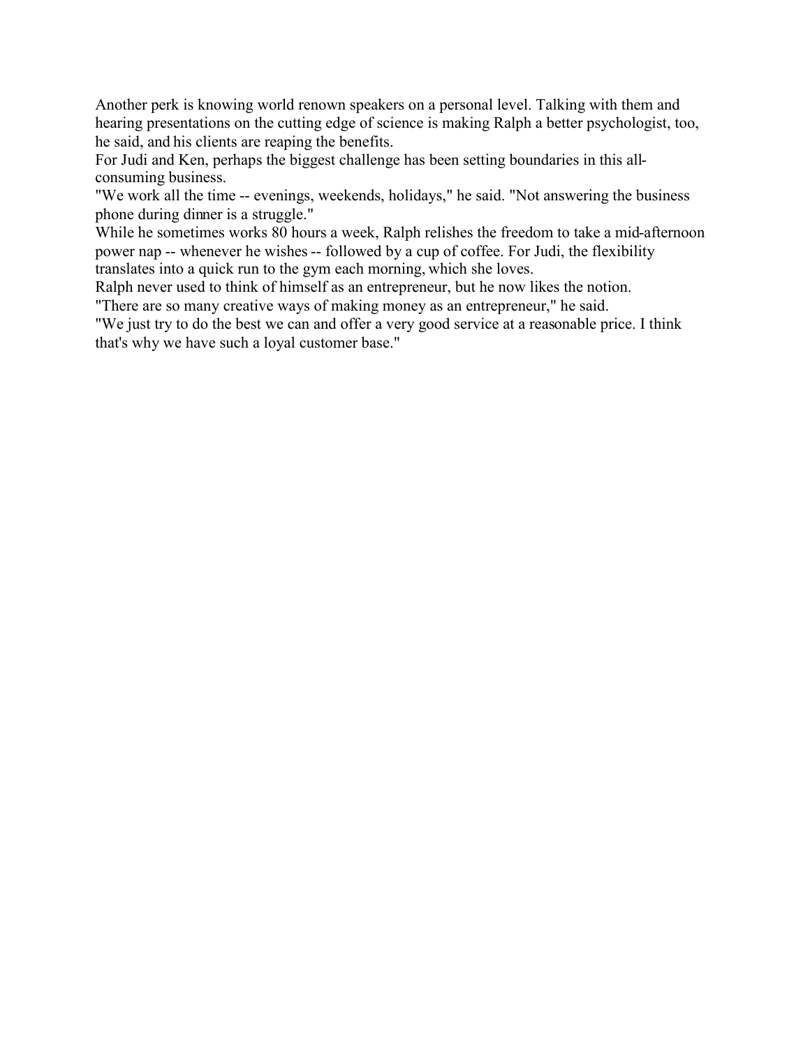Another perk is knowing world renown speakers on a personal level. Talking with them and hearing presentations on the cutting edge of science is making Ralph a better psychologist, too, he said, and his clients are reaping the benefits.

For Judi and Ken, perhaps the biggest challenge has been setting boundaries in this all-consuming business.

"We work all the time -- evenings, weekends, holidays," he said. "Not answering the business phone during dinner is a struggle."

While he sometimes works 80 hours a week, Ralph relishes the freedom to take a mid-afternoon power nap -- whenever he wishes -- followed by a cup of coffee. For Judi, the flexibility translates into a quick run to the gym each morning, which she loves.

Ralph never used to think of himself as an entrepreneur, but he now likes the notion.

"There are so many creative ways of making money as an entrepreneur," he said.

"We just try to do the best we can and offer a very good service at a reasonable price. I think that's why we have such a loyal customer base."